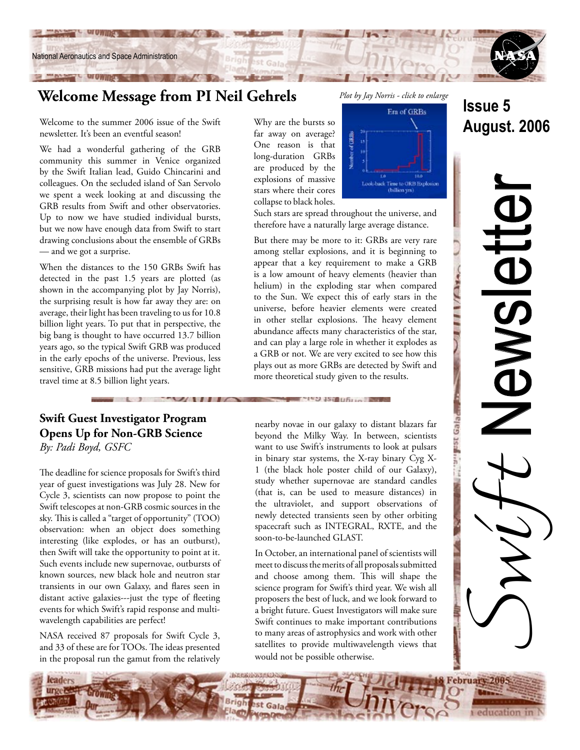National Aeronautics and Space Administration

# Swift Newsletter

**Issue 5**
**August. 2006**

## Welcome Message from PI Neil Gehrels

Welcome to the summer 2006 issue of the Swift newsletter. It's been an eventful season!

We had a wonderful gathering of the GRB community this summer in Venice organized by the Swift Italian lead, Guido Chincarini and colleagues. On the secluded island of San Servolo we spent a week looking at and discussing the GRB results from Swift and other observatories. Up to now we have studied individual bursts, but we now have enough data from Swift to start drawing conclusions about the ensemble of GRBs — and we got a surprise.

When the distances to the 150 GRBs Swift has detected in the past 1.5 years are plotted (as shown in the accompanying plot by Jay Norris), the surprising result is how far away they are: on average, their light has been traveling to us for 10.8 billion light years. To put that in perspective, the big bang is thought to have occurred 13.7 billion years ago, so the typical Swift GRB was produced in the early epochs of the universe. Previous, less sensitive, GRB missions had put the average light travel time at 8.5 billion light years.

*Plot by Jay Norris - click to enlarge*

Why are the bursts so far away on average? One reason is that long-duration GRBs are produced by the explosions of massive stars where their cores collapse to black holes. Such stars are spread throughout the universe, and therefore have a naturally large average distance.

But there may be more to it: GRBs are very rare among stellar explosions, and it is beginning to appear that a key requirement to make a GRB is a low amount of heavy elements (heavier than helium) in the exploding star when compared to the Sun. We expect this of early stars in the universe, before heavier elements were created in other stellar explosions. The heavy element abundance affects many characteristics of the star, and can play a large role in whether it explodes as a GRB or not. We are very excited to see how this plays out as more GRBs are detected by Swift and more theoretical study given to the results.

## Swift Guest Investigator Program Opens Up for Non-GRB Science

*By: Padi Boyd, GSFC*

The deadline for science proposals for Swift's third year of guest investigations was July 28. New for Cycle 3, scientists can now propose to point the Swift telescopes at non-GRB cosmic sources in the sky. This is called a "target of opportunity" (TOO) observation: when an object does something interesting (like explodes, or has an outburst), then Swift will take the opportunity to point at it. Such events include new supernovae, outbursts of known sources, new black hole and neutron star transients in our own Galaxy, and flares seen in distant active galaxies---just the type of fleeting events for which Swift's rapid response and multi-wavelength capabilities are perfect!

NASA received 87 proposals for Swift Cycle 3, and 33 of these are for TOOs. The ideas presented in the proposal run the gamut from the relatively nearby novae in our galaxy to distant blazars far beyond the Milky Way. In between, scientists want to use Swift's instruments to look at pulsars in binary star systems, the X-ray binary Cyg X-1 (the black hole poster child of our Galaxy), study whether supernovae are standard candles (that is, can be used to measure distances) in the ultraviolet, and support observations of newly detected transients seen by other orbiting spacecraft such as INTEGRAL, RXTE, and the soon-to-be-launched GLAST.

In October, an international panel of scientists will meet to discuss the merits of all proposals submitted and choose among them. This will shape the science program for Swift's third year. We wish all proposers the best of luck, and we look forward to a bright future. Guest Investigators will make sure Swift continues to make important contributions to many areas of astrophysics and work with other satellites to provide multiwavelength views that would not be possible otherwise.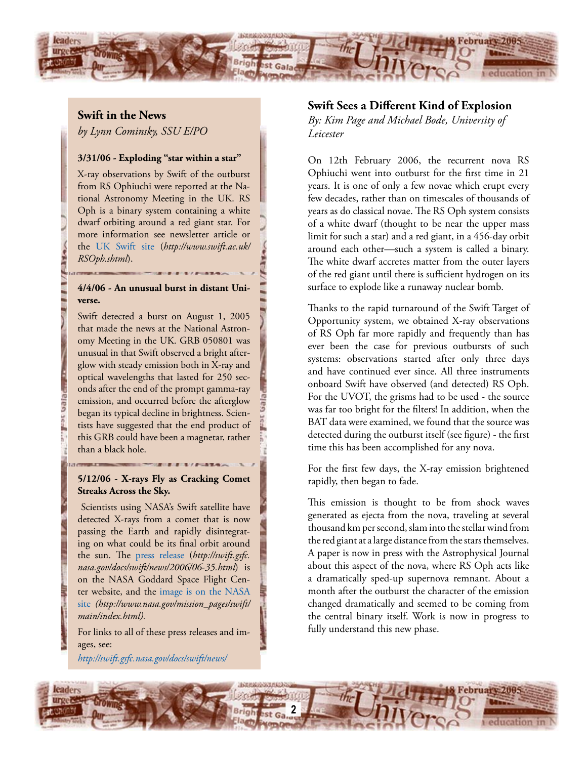## Swift in the News

*by Lynn Cominsky, SSU E/PO*

**3/31/06 - Exploding "star within a star"**

X-ray observations by Swift of the outburst from RS Ophiuchi were reported at the National Astronomy Meeting in the UK. RS Oph is a binary system containing a white dwarf orbiting around a red giant star. For more information see newsletter article or the UK Swift site (*http://www.swift.ac.uk/RSOph.shtml*).

**4/4/06 - An unusual burst in distant Universe.**

Swift detected a burst on August 1, 2005 that made the news at the National Astronomy Meeting in the UK. GRB 050801 was unusual in that Swift observed a bright afterglow with steady emission both in X-ray and optical wavelengths that lasted for 250 seconds after the end of the prompt gamma-ray emission, and occurred before the afterglow began its typical decline in brightness. Scientists have suggested that the end product of this GRB could have been a magnetar, rather than a black hole.

**5/12/06 - X-rays Fly as Cracking Comet Streaks Across the Sky.**

Scientists using NASA's Swift satellite have detected X-rays from a comet that is now passing the Earth and rapidly disintegrating on what could be its final orbit around the sun. The press release (*http://swift.gsfc.nasa.gov/docs/swift/news/2006/06-35.html*) is on the NASA Goddard Space Flight Center website, and the image is on the NASA site *(http://www.nasa.gov/mission_pages/swift/main/index.html).*

For links to all of these press releases and images, see:

*http://swift.gsfc.nasa.gov/docs/swift/news/*

## Swift Sees a Different Kind of Explosion

*By: Kim Page and Michael Bode, University of Leicester*

On 12th February 2006, the recurrent nova RS Ophiuchi went into outburst for the first time in 21 years. It is one of only a few novae which erupt every few decades, rather than on timescales of thousands of years as do classical novae. The RS Oph system consists of a white dwarf (thought to be near the upper mass limit for such a star) and a red giant, in a 456-day orbit around each other—such a system is called a binary. The white dwarf accretes matter from the outer layers of the red giant until there is sufficient hydrogen on its surface to explode like a runaway nuclear bomb.

Thanks to the rapid turnaround of the Swift Target of Opportunity system, we obtained X-ray observations of RS Oph far more rapidly and frequently than has ever been the case for previous outbursts of such systems: observations started after only three days and have continued ever since. All three instruments onboard Swift have observed (and detected) RS Oph. For the UVOT, the grisms had to be used - the source was far too bright for the filters! In addition, when the BAT data were examined, we found that the source was detected during the outburst itself (see figure) - the first time this has been accomplished for any nova.

For the first few days, the X-ray emission brightened rapidly, then began to fade.

This emission is thought to be from shock waves generated as ejecta from the nova, traveling at several thousand km per second, slam into the stellar wind from the red giant at a large distance from the stars themselves. A paper is now in press with the Astrophysical Journal about this aspect of the nova, where RS Oph acts like a dramatically sped-up supernova remnant. About a month after the outburst the character of the emission changed dramatically and seemed to be coming from the central binary itself. Work is now in progress to fully understand this new phase.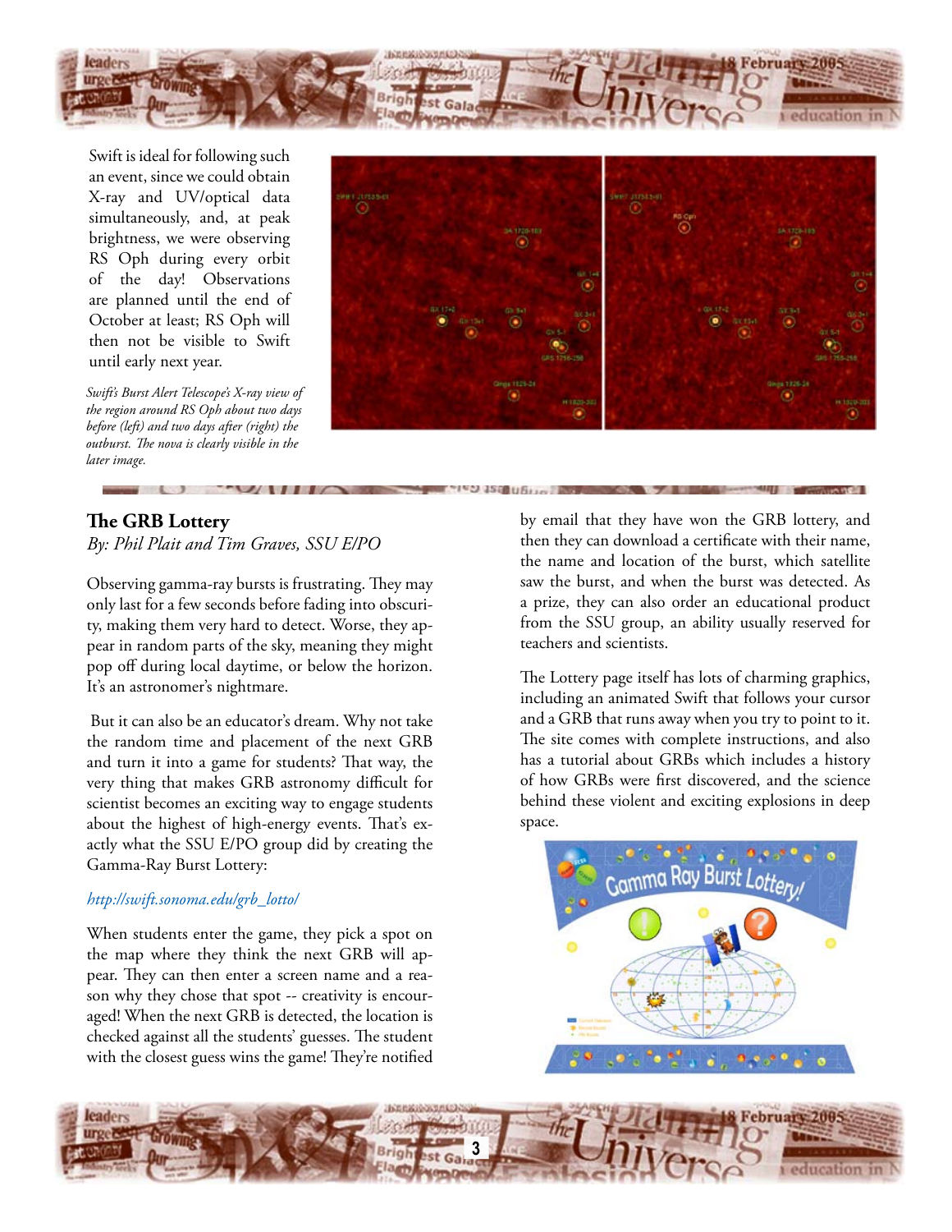Swift is ideal for following such an event, since we could obtain X-ray and UV/optical data simultaneously, and, at peak brightness, we were observing RS Oph during every orbit of the day! Observations are planned until the end of October at least; RS Oph will then not be visible to Swift until early next year.

*Swift's Burst Alert Telescope's X-ray view of the region around RS Oph about two days before (left) and two days after (right) the outburst. The nova is clearly visible in the later image.*

## The GRB Lottery

*By: Phil Plait and Tim Graves, SSU E/PO*

Observing gamma-ray bursts is frustrating. They may only last for a few seconds before fading into obscurity, making them very hard to detect. Worse, they appear in random parts of the sky, meaning they might pop off during local daytime, or below the horizon. It's an astronomer's nightmare.

But it can also be an educator's dream. Why not take the random time and placement of the next GRB and turn it into a game for students? That way, the very thing that makes GRB astronomy difficult for scientist becomes an exciting way to engage students about the highest of high-energy events. That's exactly what the SSU E/PO group did by creating the Gamma-Ray Burst Lottery:

*http://swift.sonoma.edu/grb_lotto/*

When students enter the game, they pick a spot on the map where they think the next GRB will appear. They can then enter a screen name and a reason why they chose that spot -- creativity is encouraged! When the next GRB is detected, the location is checked against all the students' guesses. The student with the closest guess wins the game! They're notified by email that they have won the GRB lottery, and then they can download a certificate with their name, the name and location of the burst, which satellite saw the burst, and when the burst was detected. As a prize, they can also order an educational product from the SSU group, an ability usually reserved for teachers and scientists.

The Lottery page itself has lots of charming graphics, including an animated Swift that follows your cursor and a GRB that runs away when you try to point to it. The site comes with complete instructions, and also has a tutorial about GRBs which includes a history of how GRBs were first discovered, and the science behind these violent and exciting explosions in deep space.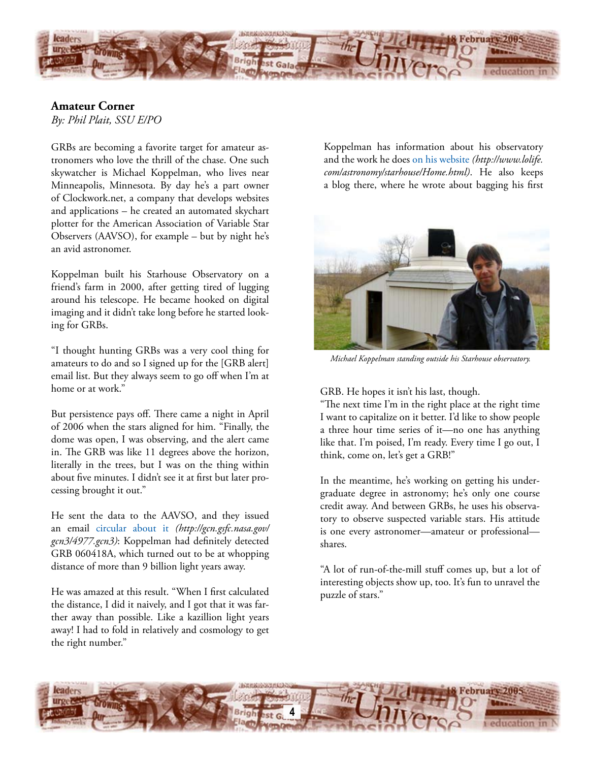**Amateur Corner**

*By: Phil Plait, SSU E/PO*

GRBs are becoming a favorite target for amateur astronomers who love the thrill of the chase. One such skywatcher is Michael Koppelman, who lives near Minneapolis, Minnesota. By day he's a part owner of Clockwork.net, a company that develops websites and applications – he created an automated skychart plotter for the American Association of Variable Star Observers (AAVSO), for example – but by night he's an avid astronomer.

Koppelman built his Starhouse Observatory on a friend's farm in 2000, after getting tired of lugging around his telescope. He became hooked on digital imaging and it didn't take long before he started looking for GRBs.

"I thought hunting GRBs was a very cool thing for amateurs to do and so I signed up for the [GRB alert] email list. But they always seem to go off when I'm at home or at work."

But persistence pays off. There came a night in April of 2006 when the stars aligned for him. "Finally, the dome was open, I was observing, and the alert came in. The GRB was like 11 degrees above the horizon, literally in the trees, but I was on the thing within about five minutes. I didn't see it at first but later processing brought it out."

He sent the data to the AAVSO, and they issued an email circular about it *(http://gcn.gsfc.nasa.gov/gcn3/4977.gcn3)*: Koppelman had definitely detected GRB 060418A, which turned out to be at whopping distance of more than 9 billion light years away.

He was amazed at this result. "When I first calculated the distance, I did it naively, and I got that it was farther away than possible. Like a kazillion light years away! I had to fold in relatively and cosmology to get the right number."

Koppelman has information about his observatory and the work he does on his website *(http://www.lolife.com/astronomy/starhouse/Home.html)*. He also keeps a blog there, where he wrote about bagging his first GRB. He hopes it isn't his last, though.

*Michael Koppelman standing outside his Starhouse observatory.*

"The next time I'm in the right place at the right time I want to capitalize on it better. I'd like to show people a three hour time series of it—no one has anything like that. I'm poised, I'm ready. Every time I go out, I think, come on, let's get a GRB!"

In the meantime, he's working on getting his undergraduate degree in astronomy; he's only one course credit away. And between GRBs, he uses his observatory to observe suspected variable stars. His attitude is one every astronomer—amateur or professional—shares.

"A lot of run-of-the-mill stuff comes up, but a lot of interesting objects show up, too. It's fun to unravel the puzzle of stars."